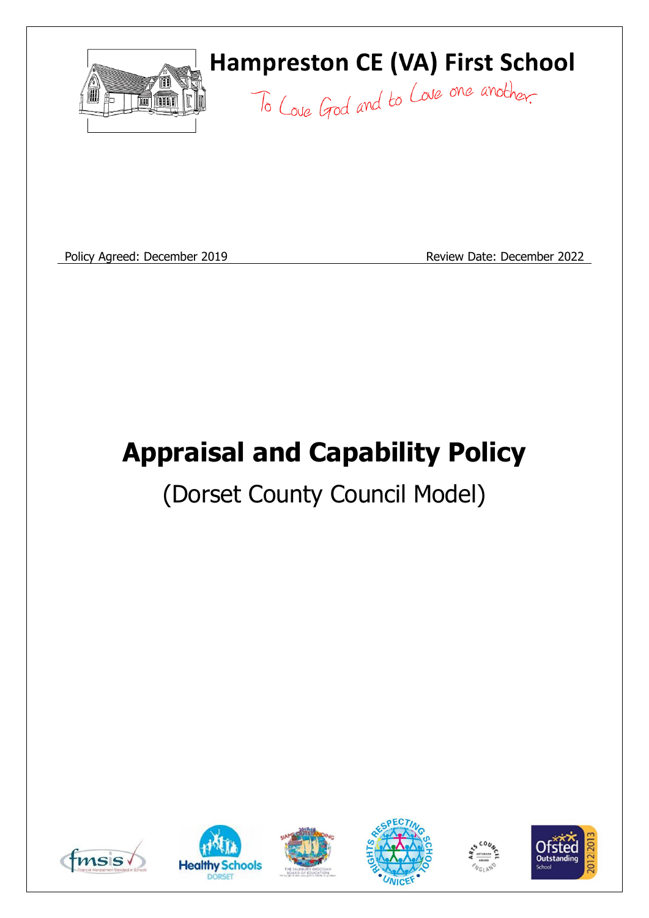# Hampreston CE (VA) First School

To Love God and to Love one another

Policy Agreed: December 2019 Review Date: December 2022

# Appraisal and Capability Policy

## (Dorset County Council Model)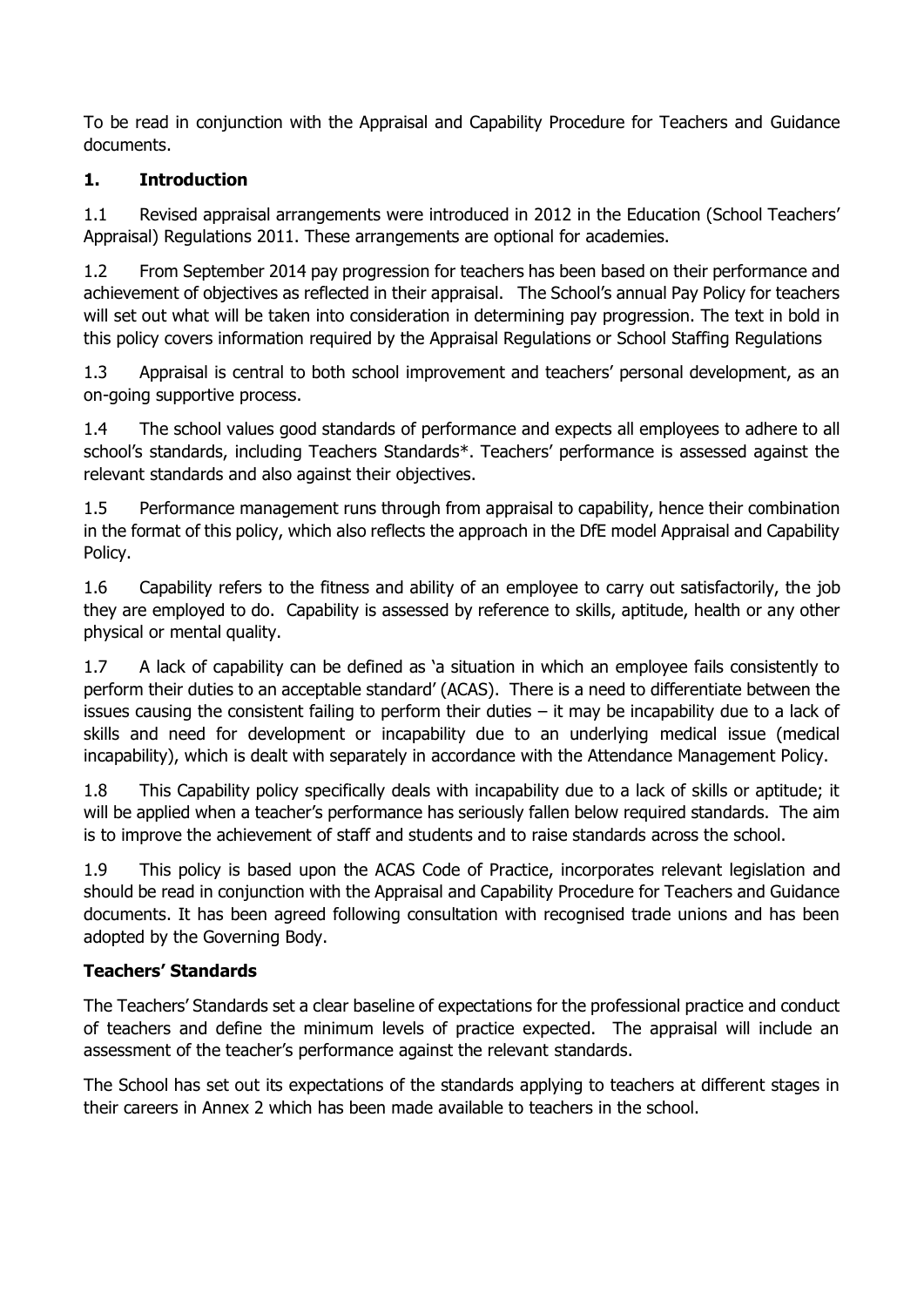To be read in conjunction with the Appraisal and Capability Procedure for Teachers and Guidance documents.

## 1. Introduction

1.1 Revised appraisal arrangements were introduced in 2012 in the Education (School Teachers' Appraisal) Regulations 2011. These arrangements are optional for academies.

1.2 From September 2014 pay progression for teachers has been based on their performance and achievement of objectives as reflected in their appraisal. The School's annual Pay Policy for teachers will set out what will be taken into consideration in determining pay progression. The text in bold in this policy covers information required by the Appraisal Regulations or School Staffing Regulations

1.3 Appraisal is central to both school improvement and teachers' personal development, as an on-going supportive process.

1.4 The school values good standards of performance and expects all employees to adhere to all school's standards, including Teachers Standards*. Teachers' performance is assessed against the relevant standards and also against their objectives.

1.5 Performance management runs through from appraisal to capability, hence their combination in the format of this policy, which also reflects the approach in the DfE model Appraisal and Capability Policy.

1.6 Capability refers to the fitness and ability of an employee to carry out satisfactorily, the job they are employed to do. Capability is assessed by reference to skills, aptitude, health or any other physical or mental quality.

1.7 A lack of capability can be defined as 'a situation in which an employee fails consistently to perform their duties to an acceptable standard' (ACAS). There is a need to differentiate between the issues causing the consistent failing to perform their duties – it may be incapability due to a lack of skills and need for development or incapability due to an underlying medical issue (medical incapability), which is dealt with separately in accordance with the Attendance Management Policy.

1.8 This Capability policy specifically deals with incapability due to a lack of skills or aptitude; it will be applied when a teacher's performance has seriously fallen below required standards. The aim is to improve the achievement of staff and students and to raise standards across the school.

1.9 This policy is based upon the ACAS Code of Practice, incorporates relevant legislation and should be read in conjunction with the Appraisal and Capability Procedure for Teachers and Guidance documents. It has been agreed following consultation with recognised trade unions and has been adopted by the Governing Body.

### Teachers' Standards

The Teachers' Standards set a clear baseline of expectations for the professional practice and conduct of teachers and define the minimum levels of practice expected. The appraisal will include an assessment of the teacher's performance against the relevant standards.

The School has set out its expectations of the standards applying to teachers at different stages in their careers in Annex 2 which has been made available to teachers in the school.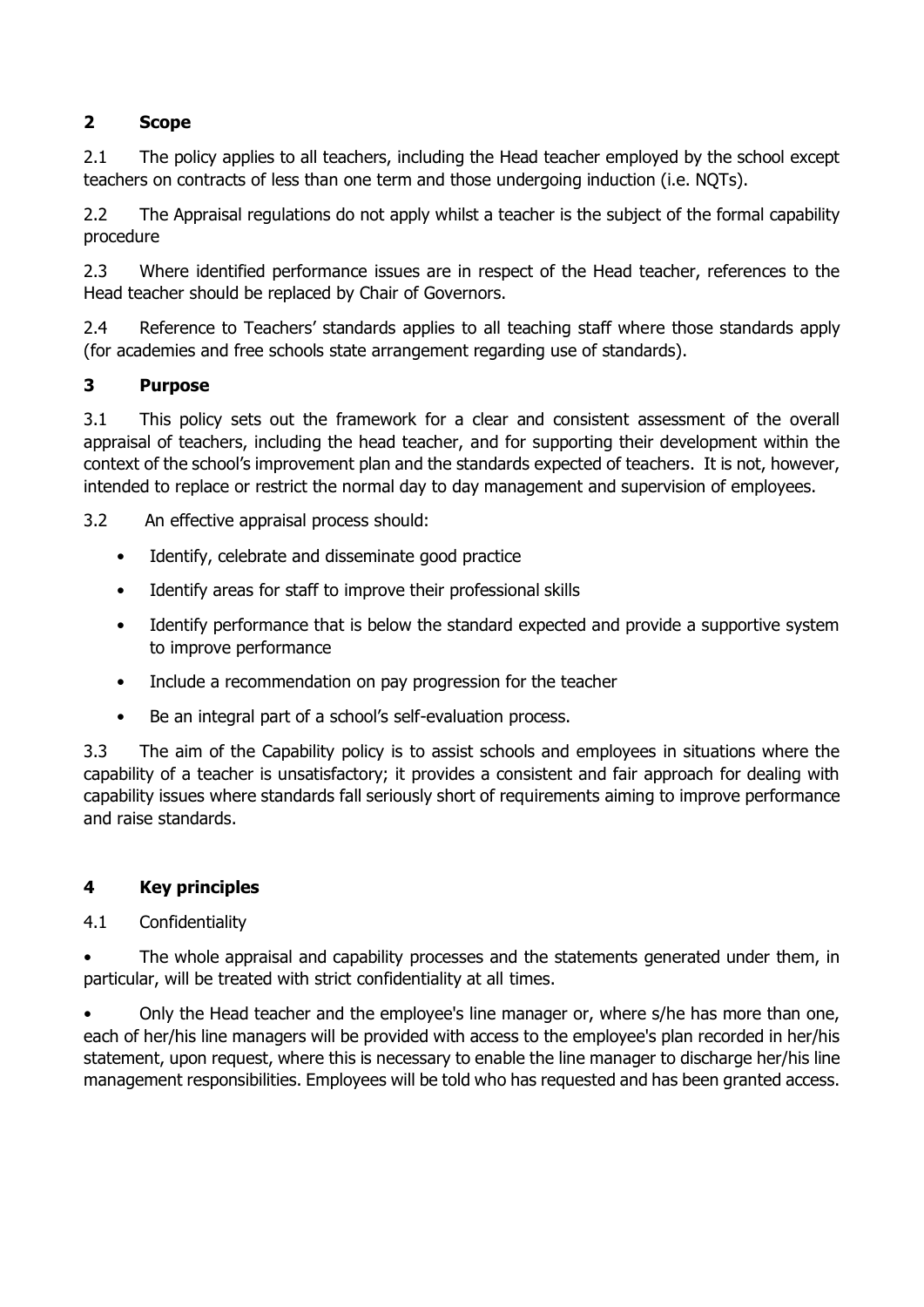## 2 Scope

2.1 The policy applies to all teachers, including the Head teacher employed by the school except teachers on contracts of less than one term and those undergoing induction (i.e. NQTs).

2.2 The Appraisal regulations do not apply whilst a teacher is the subject of the formal capability procedure

2.3 Where identified performance issues are in respect of the Head teacher, references to the Head teacher should be replaced by Chair of Governors.

2.4 Reference to Teachers' standards applies to all teaching staff where those standards apply (for academies and free schools state arrangement regarding use of standards).

## 3 Purpose

3.1 This policy sets out the framework for a clear and consistent assessment of the overall appraisal of teachers, including the head teacher, and for supporting their development within the context of the school's improvement plan and the standards expected of teachers. It is not, however, intended to replace or restrict the normal day to day management and supervision of employees.

3.2 An effective appraisal process should:

- Identify, celebrate and disseminate good practice
- Identify areas for staff to improve their professional skills
- Identify performance that is below the standard expected and provide a supportive system to improve performance
- Include a recommendation on pay progression for the teacher
- Be an integral part of a school's self-evaluation process.

3.3 The aim of the Capability policy is to assist schools and employees in situations where the capability of a teacher is unsatisfactory; it provides a consistent and fair approach for dealing with capability issues where standards fall seriously short of requirements aiming to improve performance and raise standards.

## 4 Key principles

4.1 Confidentiality

- The whole appraisal and capability processes and the statements generated under them, in particular, will be treated with strict confidentiality at all times.
- Only the Head teacher and the employee's line manager or, where s/he has more than one, each of her/his line managers will be provided with access to the employee's plan recorded in her/his statement, upon request, where this is necessary to enable the line manager to discharge her/his line management responsibilities. Employees will be told who has requested and has been granted access.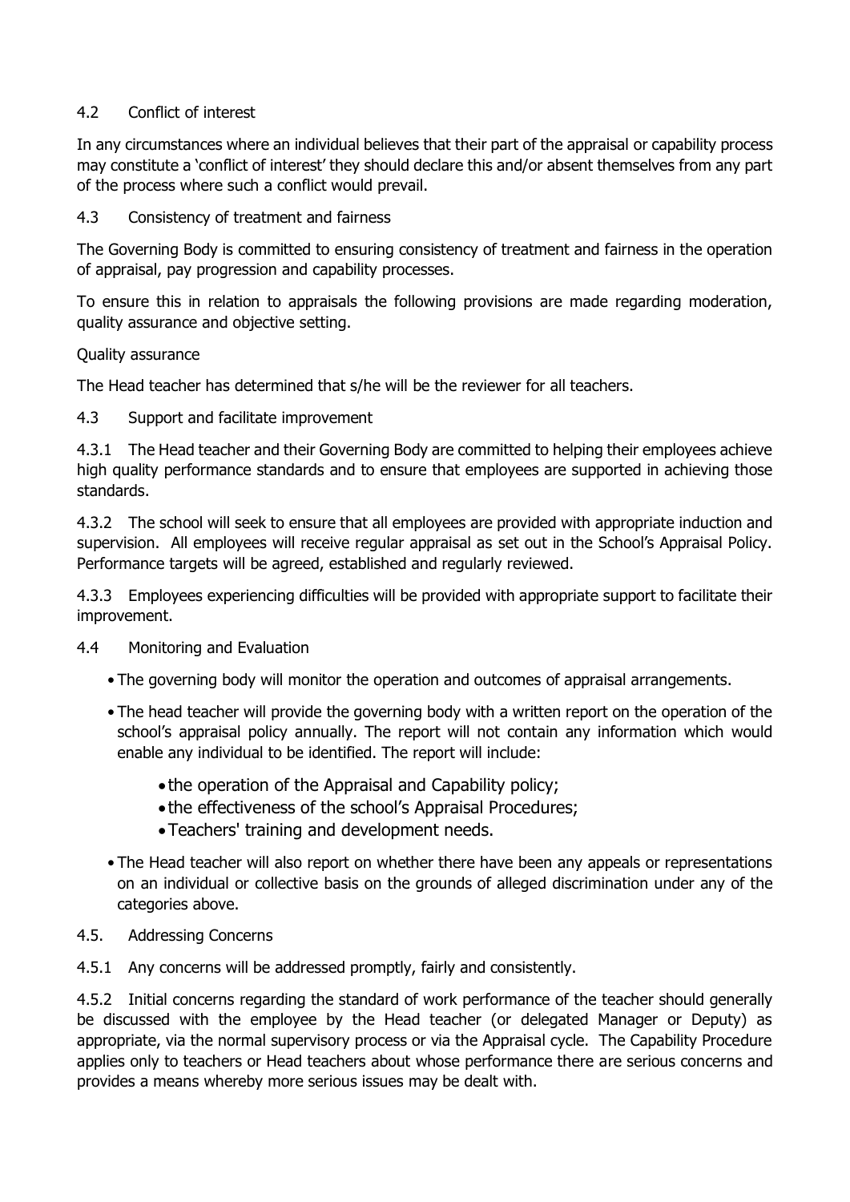## 4.2 Conflict of interest

In any circumstances where an individual believes that their part of the appraisal or capability process may constitute a 'conflict of interest' they should declare this and/or absent themselves from any part of the process where such a conflict would prevail.

## 4.3 Consistency of treatment and fairness

The Governing Body is committed to ensuring consistency of treatment and fairness in the operation of appraisal, pay progression and capability processes.

To ensure this in relation to appraisals the following provisions are made regarding moderation, quality assurance and objective setting.

Quality assurance

The Head teacher has determined that s/he will be the reviewer for all teachers.

## 4.3 Support and facilitate improvement

4.3.1 The Head teacher and their Governing Body are committed to helping their employees achieve high quality performance standards and to ensure that employees are supported in achieving those standards.

4.3.2 The school will seek to ensure that all employees are provided with appropriate induction and supervision. All employees will receive regular appraisal as set out in the School's Appraisal Policy. Performance targets will be agreed, established and regularly reviewed.

4.3.3 Employees experiencing difficulties will be provided with appropriate support to facilitate their improvement.

## 4.4 Monitoring and Evaluation

- The governing body will monitor the operation and outcomes of appraisal arrangements.
- The head teacher will provide the governing body with a written report on the operation of the school's appraisal policy annually. The report will not contain any information which would enable any individual to be identified. The report will include:
    - the operation of the Appraisal and Capability policy;
    - the effectiveness of the school's Appraisal Procedures;
    - Teachers' training and development needs.
- The Head teacher will also report on whether there have been any appeals or representations on an individual or collective basis on the grounds of alleged discrimination under any of the categories above.

## 4.5. Addressing Concerns

4.5.1 Any concerns will be addressed promptly, fairly and consistently.

4.5.2 Initial concerns regarding the standard of work performance of the teacher should generally be discussed with the employee by the Head teacher (or delegated Manager or Deputy) as appropriate, via the normal supervisory process or via the Appraisal cycle. The Capability Procedure applies only to teachers or Head teachers about whose performance there are serious concerns and provides a means whereby more serious issues may be dealt with.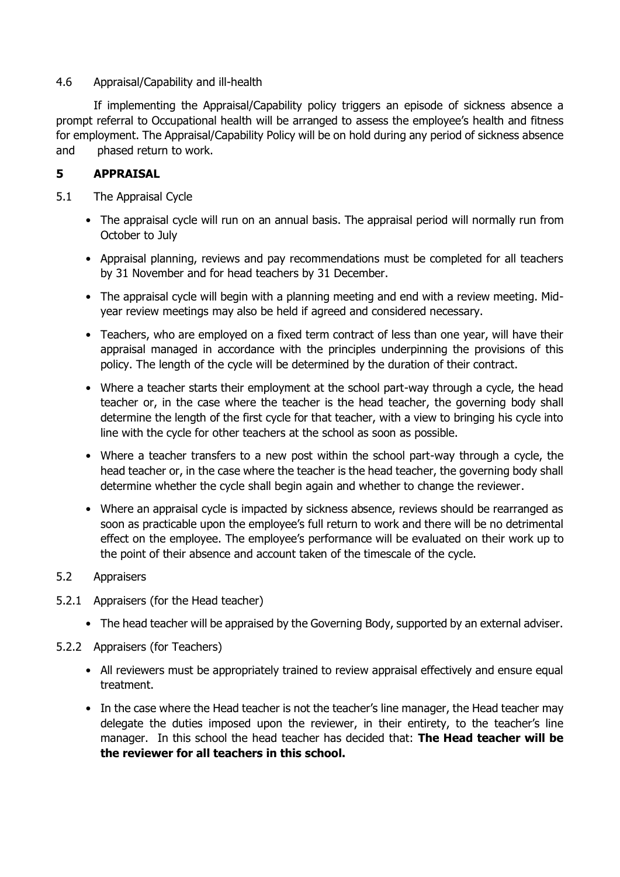4.6 Appraisal/Capability and ill-health

If implementing the Appraisal/Capability policy triggers an episode of sickness absence a prompt referral to Occupational health will be arranged to assess the employee's health and fitness for employment. The Appraisal/Capability Policy will be on hold during any period of sickness absence and phased return to work.

## 5 APPRAISAL

5.1 The Appraisal Cycle

- The appraisal cycle will run on an annual basis. The appraisal period will normally run from October to July
- Appraisal planning, reviews and pay recommendations must be completed for all teachers by 31 November and for head teachers by 31 December.
- The appraisal cycle will begin with a planning meeting and end with a review meeting. Mid-year review meetings may also be held if agreed and considered necessary.
- Teachers, who are employed on a fixed term contract of less than one year, will have their appraisal managed in accordance with the principles underpinning the provisions of this policy. The length of the cycle will be determined by the duration of their contract.
- Where a teacher starts their employment at the school part-way through a cycle, the head teacher or, in the case where the teacher is the head teacher, the governing body shall determine the length of the first cycle for that teacher, with a view to bringing his cycle into line with the cycle for other teachers at the school as soon as possible.
- Where a teacher transfers to a new post within the school part-way through a cycle, the head teacher or, in the case where the teacher is the head teacher, the governing body shall determine whether the cycle shall begin again and whether to change the reviewer.
- Where an appraisal cycle is impacted by sickness absence, reviews should be rearranged as soon as practicable upon the employee's full return to work and there will be no detrimental effect on the employee. The employee's performance will be evaluated on their work up to the point of their absence and account taken of the timescale of the cycle.

5.2 Appraisers

5.2.1 Appraisers (for the Head teacher)

- The head teacher will be appraised by the Governing Body, supported by an external adviser.

5.2.2 Appraisers (for Teachers)

- All reviewers must be appropriately trained to review appraisal effectively and ensure equal treatment.
- In the case where the Head teacher is not the teacher's line manager, the Head teacher may delegate the duties imposed upon the reviewer, in their entirety, to the teacher's line manager. In this school the head teacher has decided that: **The Head teacher will be the reviewer for all teachers in this school.**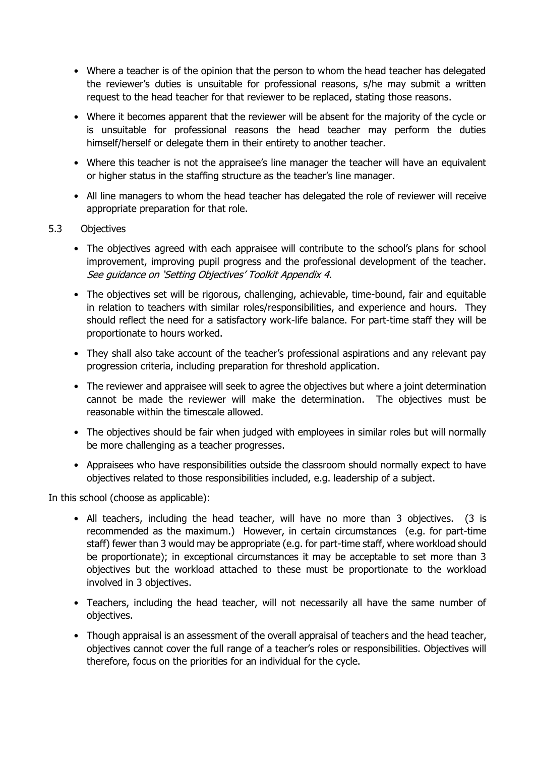- Where a teacher is of the opinion that the person to whom the head teacher has delegated the reviewer's duties is unsuitable for professional reasons, s/he may submit a written request to the head teacher for that reviewer to be replaced, stating those reasons.
- Where it becomes apparent that the reviewer will be absent for the majority of the cycle or is unsuitable for professional reasons the head teacher may perform the duties himself/herself or delegate them in their entirety to another teacher.
- Where this teacher is not the appraisee's line manager the teacher will have an equivalent or higher status in the staffing structure as the teacher's line manager.
- All line managers to whom the head teacher has delegated the role of reviewer will receive appropriate preparation for that role.

5.3 Objectives

- The objectives agreed with each appraisee will contribute to the school's plans for school improvement, improving pupil progress and the professional development of the teacher. *See guidance on 'Setting Objectives' Toolkit Appendix 4.*
- The objectives set will be rigorous, challenging, achievable, time-bound, fair and equitable in relation to teachers with similar roles/responsibilities, and experience and hours. They should reflect the need for a satisfactory work-life balance. For part-time staff they will be proportionate to hours worked.
- They shall also take account of the teacher's professional aspirations and any relevant pay progression criteria, including preparation for threshold application.
- The reviewer and appraisee will seek to agree the objectives but where a joint determination cannot be made the reviewer will make the determination. The objectives must be reasonable within the timescale allowed.
- The objectives should be fair when judged with employees in similar roles but will normally be more challenging as a teacher progresses.
- Appraisees who have responsibilities outside the classroom should normally expect to have objectives related to those responsibilities included, e.g. leadership of a subject.

In this school (choose as applicable):

- All teachers, including the head teacher, will have no more than 3 objectives. (3 is recommended as the maximum.) However, in certain circumstances (e.g. for part-time staff) fewer than 3 would may be appropriate (e.g. for part-time staff, where workload should be proportionate); in exceptional circumstances it may be acceptable to set more than 3 objectives but the workload attached to these must be proportionate to the workload involved in 3 objectives.
- Teachers, including the head teacher, will not necessarily all have the same number of objectives.
- Though appraisal is an assessment of the overall appraisal of teachers and the head teacher, objectives cannot cover the full range of a teacher's roles or responsibilities. Objectives will therefore, focus on the priorities for an individual for the cycle.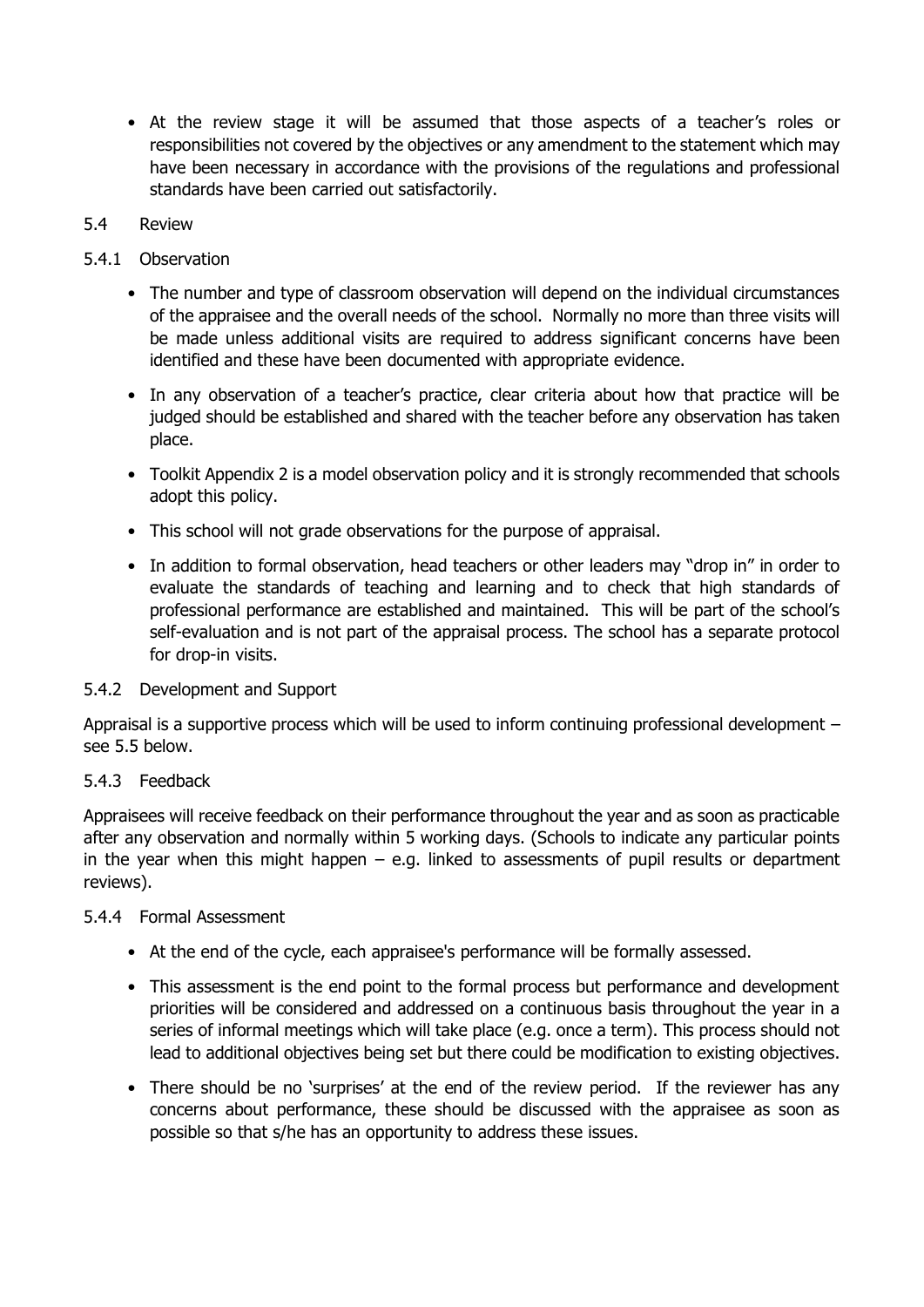- At the review stage it will be assumed that those aspects of a teacher's roles or responsibilities not covered by the objectives or any amendment to the statement which may have been necessary in accordance with the provisions of the regulations and professional standards have been carried out satisfactorily.

5.4 Review

5.4.1 Observation

- The number and type of classroom observation will depend on the individual circumstances of the appraisee and the overall needs of the school. Normally no more than three visits will be made unless additional visits are required to address significant concerns have been identified and these have been documented with appropriate evidence.
- In any observation of a teacher's practice, clear criteria about how that practice will be judged should be established and shared with the teacher before any observation has taken place.
- Toolkit Appendix 2 is a model observation policy and it is strongly recommended that schools adopt this policy.
- This school will not grade observations for the purpose of appraisal.
- In addition to formal observation, head teachers or other leaders may "drop in" in order to evaluate the standards of teaching and learning and to check that high standards of professional performance are established and maintained. This will be part of the school's self-evaluation and is not part of the appraisal process. The school has a separate protocol for drop-in visits.

5.4.2 Development and Support

Appraisal is a supportive process which will be used to inform continuing professional development – see 5.5 below.

5.4.3 Feedback

Appraisees will receive feedback on their performance throughout the year and as soon as practicable after any observation and normally within 5 working days. (Schools to indicate any particular points in the year when this might happen – e.g. linked to assessments of pupil results or department reviews).

5.4.4 Formal Assessment

- At the end of the cycle, each appraisee's performance will be formally assessed.
- This assessment is the end point to the formal process but performance and development priorities will be considered and addressed on a continuous basis throughout the year in a series of informal meetings which will take place (e.g. once a term). This process should not lead to additional objectives being set but there could be modification to existing objectives.
- There should be no 'surprises' at the end of the review period. If the reviewer has any concerns about performance, these should be discussed with the appraisee as soon as possible so that s/he has an opportunity to address these issues.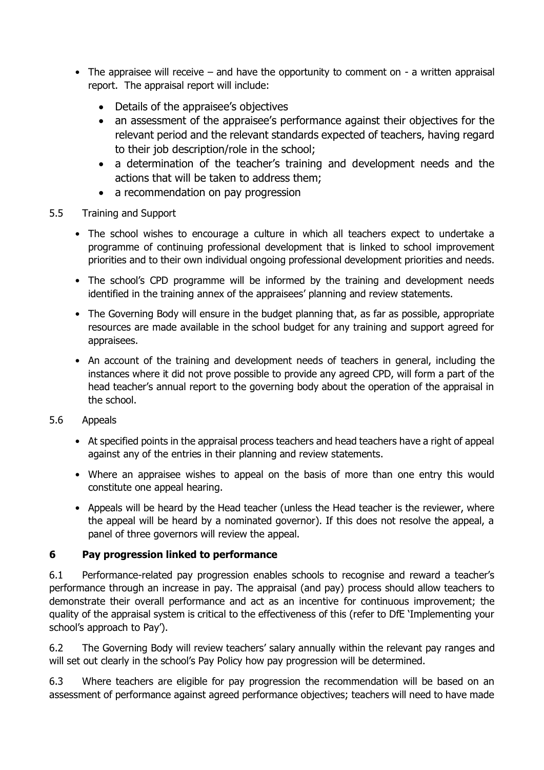- The appraisee will receive – and have the opportunity to comment on - a written appraisal report. The appraisal report will include:
    - Details of the appraisee's objectives
    - an assessment of the appraisee's performance against their objectives for the relevant period and the relevant standards expected of teachers, having regard to their job description/role in the school;
    - a determination of the teacher's training and development needs and the actions that will be taken to address them;
    - a recommendation on pay progression

5.5 Training and Support

- The school wishes to encourage a culture in which all teachers expect to undertake a programme of continuing professional development that is linked to school improvement priorities and to their own individual ongoing professional development priorities and needs.
- The school's CPD programme will be informed by the training and development needs identified in the training annex of the appraisees' planning and review statements.
- The Governing Body will ensure in the budget planning that, as far as possible, appropriate resources are made available in the school budget for any training and support agreed for appraisees.
- An account of the training and development needs of teachers in general, including the instances where it did not prove possible to provide any agreed CPD, will form a part of the head teacher's annual report to the governing body about the operation of the appraisal in the school.

5.6 Appeals

- At specified points in the appraisal process teachers and head teachers have a right of appeal against any of the entries in their planning and review statements.
- Where an appraisee wishes to appeal on the basis of more than one entry this would constitute one appeal hearing.
- Appeals will be heard by the Head teacher (unless the Head teacher is the reviewer, where the appeal will be heard by a nominated governor). If this does not resolve the appeal, a panel of three governors will review the appeal.

## 6 Pay progression linked to performance

6.1 Performance-related pay progression enables schools to recognise and reward a teacher's performance through an increase in pay. The appraisal (and pay) process should allow teachers to demonstrate their overall performance and act as an incentive for continuous improvement; the quality of the appraisal system is critical to the effectiveness of this (refer to DfE 'Implementing your school's approach to Pay').

6.2 The Governing Body will review teachers' salary annually within the relevant pay ranges and will set out clearly in the school's Pay Policy how pay progression will be determined.

6.3 Where teachers are eligible for pay progression the recommendation will be based on an assessment of performance against agreed performance objectives; teachers will need to have made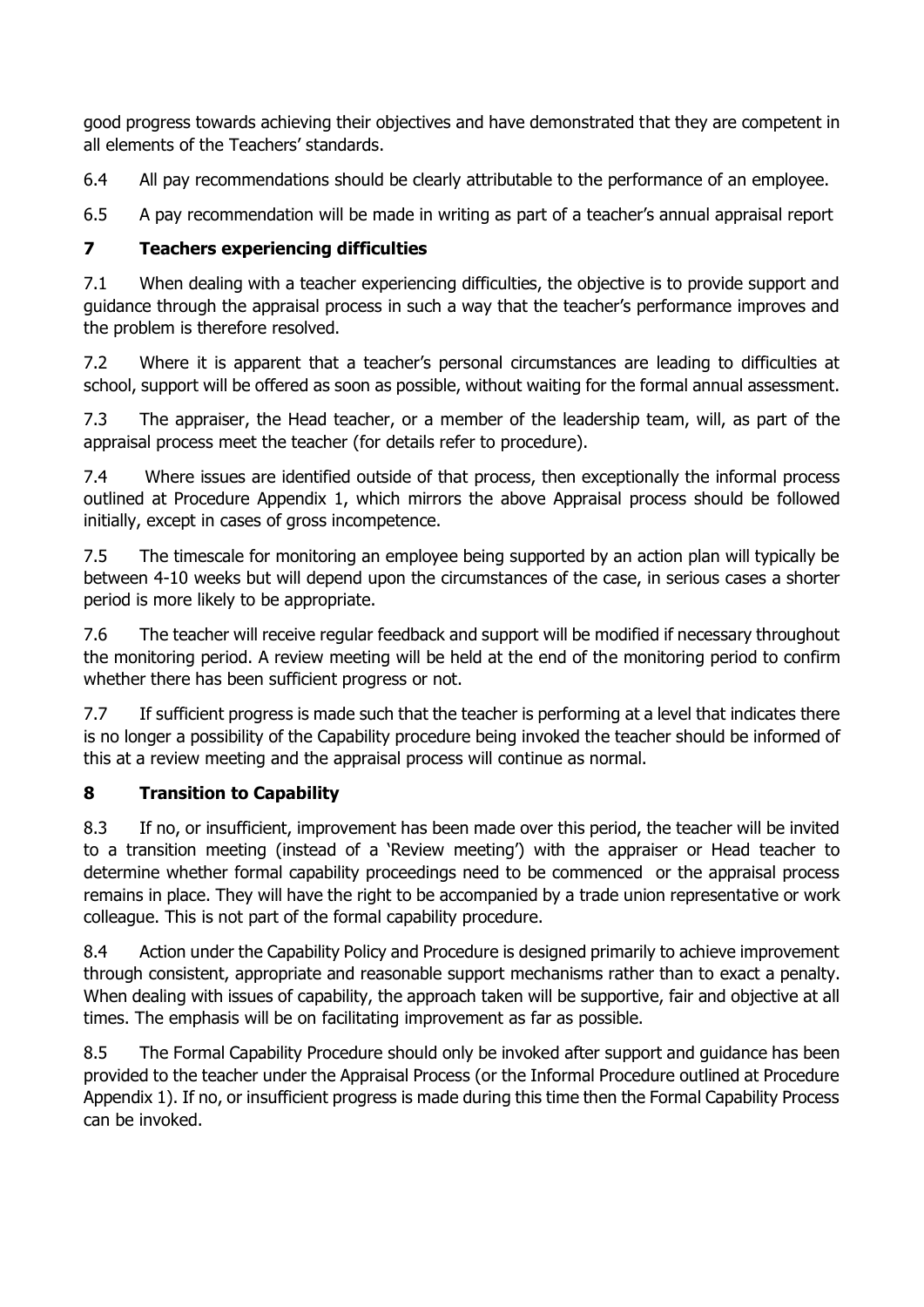good progress towards achieving their objectives and have demonstrated that they are competent in all elements of the Teachers' standards.

6.4 All pay recommendations should be clearly attributable to the performance of an employee.

6.5 A pay recommendation will be made in writing as part of a teacher's annual appraisal report

## 7 Teachers experiencing difficulties

7.1 When dealing with a teacher experiencing difficulties, the objective is to provide support and guidance through the appraisal process in such a way that the teacher's performance improves and the problem is therefore resolved.

7.2 Where it is apparent that a teacher's personal circumstances are leading to difficulties at school, support will be offered as soon as possible, without waiting for the formal annual assessment.

7.3 The appraiser, the Head teacher, or a member of the leadership team, will, as part of the appraisal process meet the teacher (for details refer to procedure).

7.4 Where issues are identified outside of that process, then exceptionally the informal process outlined at Procedure Appendix 1, which mirrors the above Appraisal process should be followed initially, except in cases of gross incompetence.

7.5 The timescale for monitoring an employee being supported by an action plan will typically be between 4-10 weeks but will depend upon the circumstances of the case, in serious cases a shorter period is more likely to be appropriate.

7.6 The teacher will receive regular feedback and support will be modified if necessary throughout the monitoring period. A review meeting will be held at the end of the monitoring period to confirm whether there has been sufficient progress or not.

7.7 If sufficient progress is made such that the teacher is performing at a level that indicates there is no longer a possibility of the Capability procedure being invoked the teacher should be informed of this at a review meeting and the appraisal process will continue as normal.

## 8 Transition to Capability

8.3 If no, or insufficient, improvement has been made over this period, the teacher will be invited to a transition meeting (instead of a 'Review meeting') with the appraiser or Head teacher to determine whether formal capability proceedings need to be commenced or the appraisal process remains in place. They will have the right to be accompanied by a trade union representative or work colleague. This is not part of the formal capability procedure.

8.4 Action under the Capability Policy and Procedure is designed primarily to achieve improvement through consistent, appropriate and reasonable support mechanisms rather than to exact a penalty. When dealing with issues of capability, the approach taken will be supportive, fair and objective at all times. The emphasis will be on facilitating improvement as far as possible.

8.5 The Formal Capability Procedure should only be invoked after support and guidance has been provided to the teacher under the Appraisal Process (or the Informal Procedure outlined at Procedure Appendix 1). If no, or insufficient progress is made during this time then the Formal Capability Process can be invoked.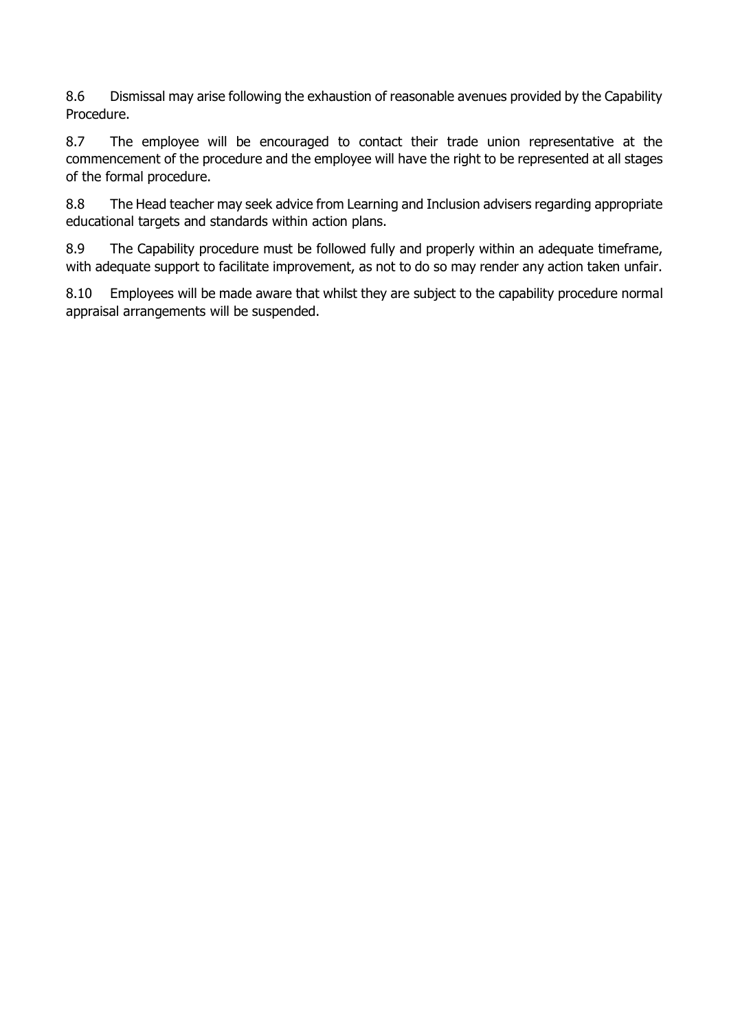8.6 Dismissal may arise following the exhaustion of reasonable avenues provided by the Capability Procedure.

8.7 The employee will be encouraged to contact their trade union representative at the commencement of the procedure and the employee will have the right to be represented at all stages of the formal procedure.

8.8 The Head teacher may seek advice from Learning and Inclusion advisers regarding appropriate educational targets and standards within action plans.

8.9 The Capability procedure must be followed fully and properly within an adequate timeframe, with adequate support to facilitate improvement, as not to do so may render any action taken unfair.

8.10 Employees will be made aware that whilst they are subject to the capability procedure normal appraisal arrangements will be suspended.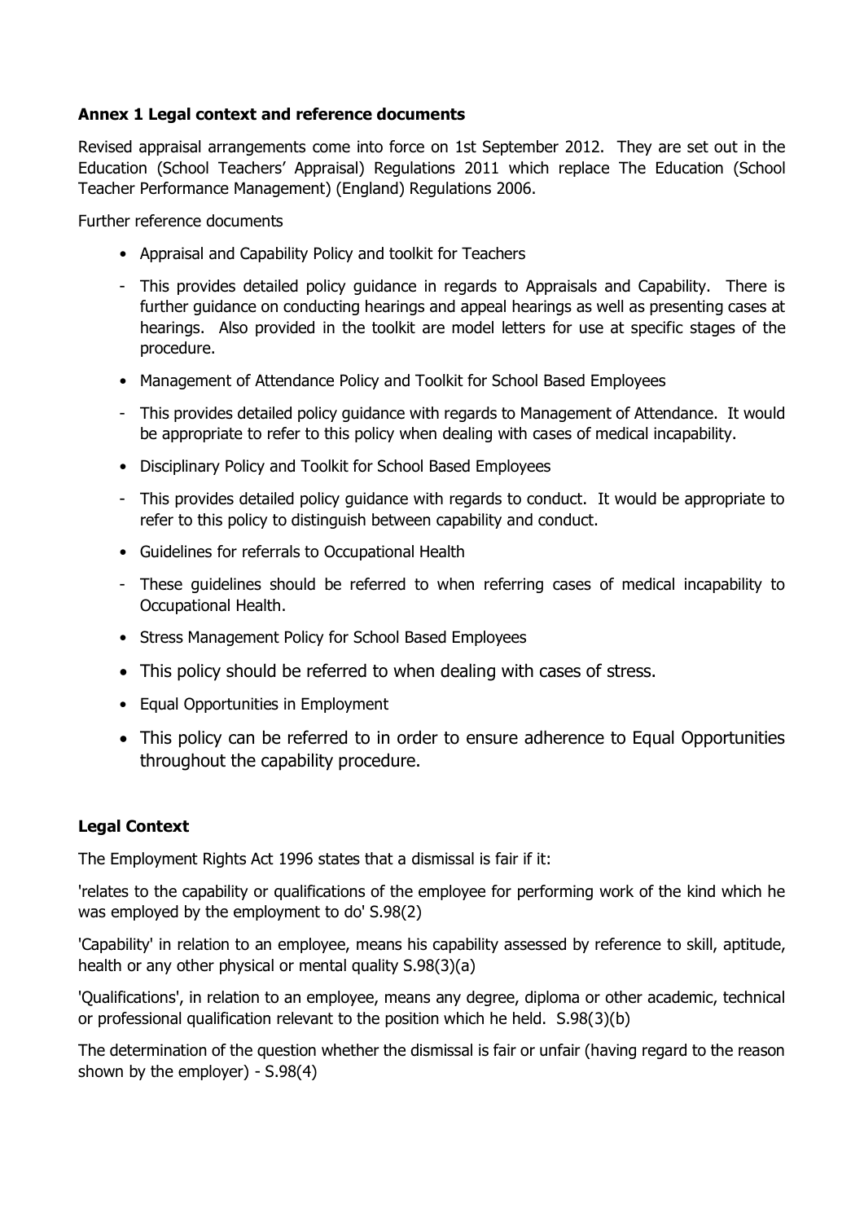**Annex 1 Legal context and reference documents**

Revised appraisal arrangements come into force on 1st September 2012. They are set out in the Education (School Teachers' Appraisal) Regulations 2011 which replace The Education (School Teacher Performance Management) (England) Regulations 2006.

Further reference documents

- Appraisal and Capability Policy and toolkit for Teachers
- This provides detailed policy guidance in regards to Appraisals and Capability. There is further guidance on conducting hearings and appeal hearings as well as presenting cases at hearings. Also provided in the toolkit are model letters for use at specific stages of the procedure.
- Management of Attendance Policy and Toolkit for School Based Employees
- This provides detailed policy guidance with regards to Management of Attendance. It would be appropriate to refer to this policy when dealing with cases of medical incapability.
- Disciplinary Policy and Toolkit for School Based Employees
- This provides detailed policy guidance with regards to conduct. It would be appropriate to refer to this policy to distinguish between capability and conduct.
- Guidelines for referrals to Occupational Health
- These guidelines should be referred to when referring cases of medical incapability to Occupational Health.
- Stress Management Policy for School Based Employees
- This policy should be referred to when dealing with cases of stress.
- Equal Opportunities in Employment
- This policy can be referred to in order to ensure adherence to Equal Opportunities throughout the capability procedure.

**Legal Context**

The Employment Rights Act 1996 states that a dismissal is fair if it:

'relates to the capability or qualifications of the employee for performing work of the kind which he was employed by the employment to do' S.98(2)

'Capability' in relation to an employee, means his capability assessed by reference to skill, aptitude, health or any other physical or mental quality S.98(3)(a)

'Qualifications', in relation to an employee, means any degree, diploma or other academic, technical or professional qualification relevant to the position which he held. S.98(3)(b)

The determination of the question whether the dismissal is fair or unfair (having regard to the reason shown by the employer) - S.98(4)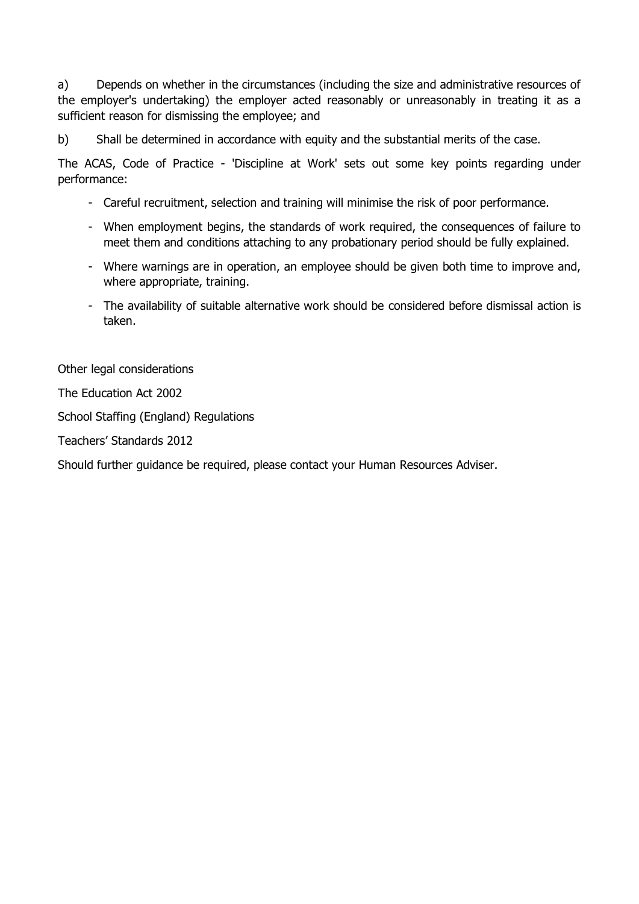a) Depends on whether in the circumstances (including the size and administrative resources of the employer's undertaking) the employer acted reasonably or unreasonably in treating it as a sufficient reason for dismissing the employee; and

b) Shall be determined in accordance with equity and the substantial merits of the case.

The ACAS, Code of Practice - 'Discipline at Work' sets out some key points regarding under performance:

- Careful recruitment, selection and training will minimise the risk of poor performance.
- When employment begins, the standards of work required, the consequences of failure to meet them and conditions attaching to any probationary period should be fully explained.
- Where warnings are in operation, an employee should be given both time to improve and, where appropriate, training.
- The availability of suitable alternative work should be considered before dismissal action is taken.

Other legal considerations

The Education Act 2002

School Staffing (England) Regulations

Teachers' Standards 2012

Should further guidance be required, please contact your Human Resources Adviser.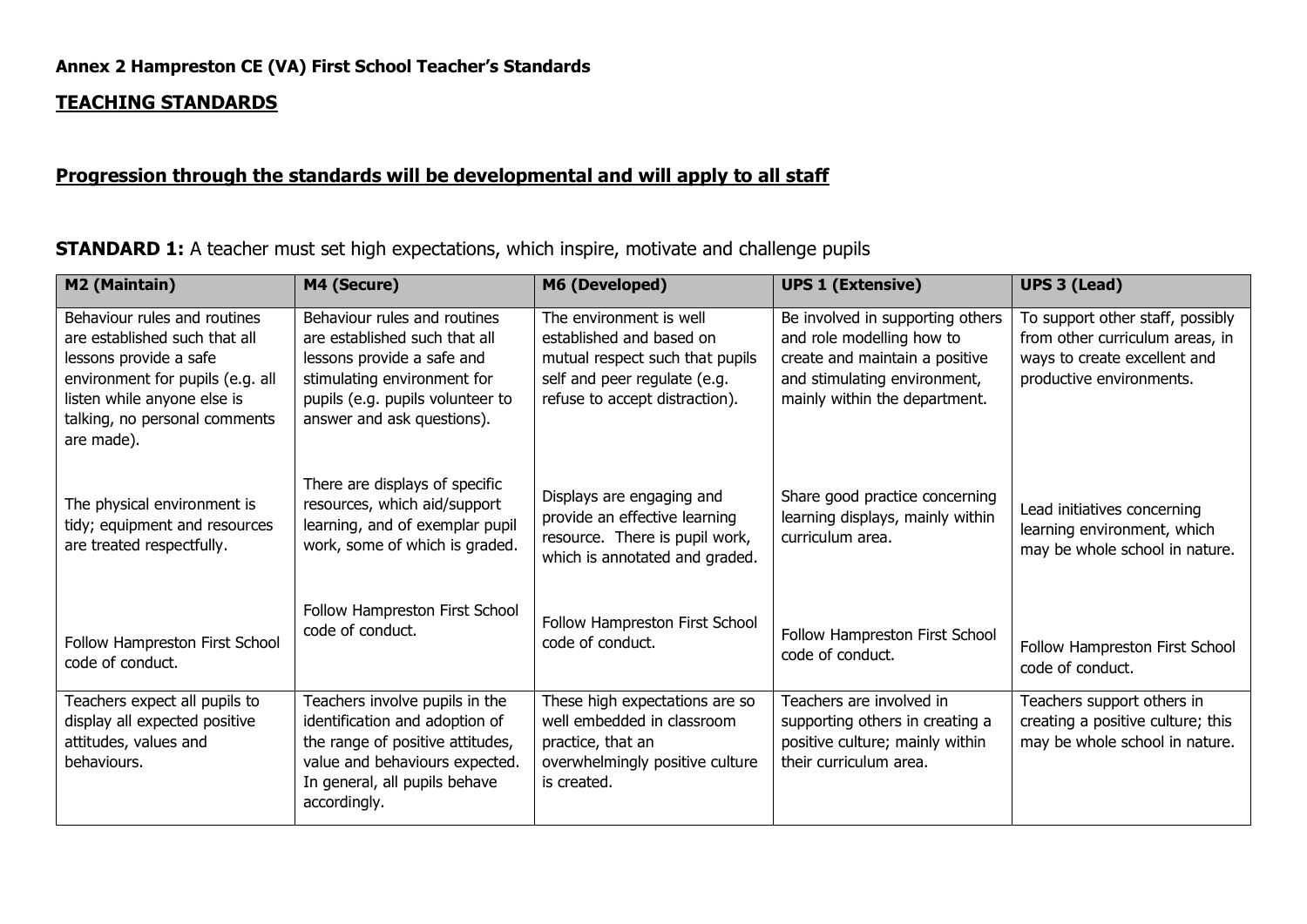**Annex 2 Hampreston CE (VA) First School Teacher's Standards**

**TEACHING STANDARDS**

**Progression through the standards will be developmental and will apply to all staff**

**STANDARD 1:** A teacher must set high expectations, which inspire, motivate and challenge pupils

| M2 (Maintain) | M4 (Secure) | M6 (Developed) | UPS 1 (Extensive) | UPS 3 (Lead) |
|---|---|---|---|---|
| Behaviour rules and routines are established such that all lessons provide a safe environment for pupils (e.g. all listen while anyone else is talking, no personal comments are made).<br><br>The physical environment is tidy; equipment and resources are treated respectfully.<br><br>Follow Hampreston First School code of conduct. | Behaviour rules and routines are established such that all lessons provide a safe and stimulating environment for pupils (e.g. pupils volunteer to answer and ask questions).<br><br>There are displays of specific resources, which aid/support learning, and of exemplar pupil work, some of which is graded.<br><br>Follow Hampreston First School code of conduct. | The environment is well established and based on mutual respect such that pupils self and peer regulate (e.g. refuse to accept distraction).<br><br>Displays are engaging and provide an effective learning resource. There is pupil work, which is annotated and graded.<br><br>Follow Hampreston First School code of conduct. | Be involved in supporting others and role modelling how to create and maintain a positive and stimulating environment, mainly within the department.<br><br>Share good practice concerning learning displays, mainly within curriculum area.<br><br>Follow Hampreston First School code of conduct. | To support other staff, possibly from other curriculum areas, in ways to create excellent and productive environments.<br><br>Lead initiatives concerning learning environment, which may be whole school in nature.<br><br>Follow Hampreston First School code of conduct. |
| Teachers expect all pupils to display all expected positive attitudes, values and behaviours. | Teachers involve pupils in the identification and adoption of the range of positive attitudes, value and behaviours expected. In general, all pupils behave accordingly. | These high expectations are so well embedded in classroom practice, that an overwhelmingly positive culture is created. | Teachers are involved in supporting others in creating a positive culture; mainly within their curriculum area. | Teachers support others in creating a positive culture; this may be whole school in nature. |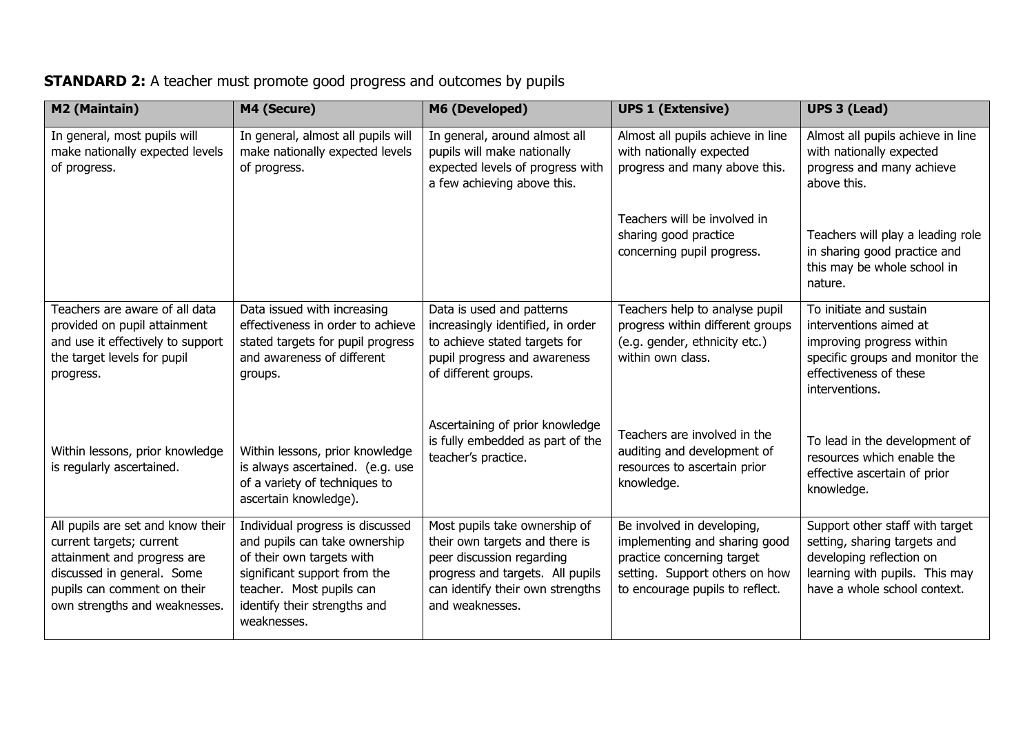**STANDARD 2:** A teacher must promote good progress and outcomes by pupils

| M2 (Maintain) | M4 (Secure) | M6 (Developed) | UPS 1 (Extensive) | UPS 3 (Lead) |
|---|---|---|---|---|
| In general, most pupils will make nationally expected levels of progress. | In general, almost all pupils will make nationally expected levels of progress. | In general, around almost all pupils will make nationally expected levels of progress with a few achieving above this. | Almost all pupils achieve in line with nationally expected progress and many above this.<br><br>Teachers will be involved in sharing good practice concerning pupil progress. | Almost all pupils achieve in line with nationally expected progress and many achieve above this.<br><br>Teachers will play a leading role in sharing good practice and this may be whole school in nature. |
| Teachers are aware of all data provided on pupil attainment and use it effectively to support the target levels for pupil progress.<br><br>Within lessons, prior knowledge is regularly ascertained. | Data issued with increasing effectiveness in order to achieve stated targets for pupil progress and awareness of different groups.<br><br>Within lessons, prior knowledge is always ascertained. (e.g. use of a variety of techniques to ascertain knowledge). | Data is used and patterns increasingly identified, in order to achieve stated targets for pupil progress and awareness of different groups.<br><br>Ascertaining of prior knowledge is fully embedded as part of the teacher's practice. | Teachers help to analyse pupil progress within different groups (e.g. gender, ethnicity etc.) within own class.<br><br>Teachers are involved in the auditing and development of resources to ascertain prior knowledge. | To initiate and sustain interventions aimed at improving progress within specific groups and monitor the effectiveness of these interventions.<br><br>To lead in the development of resources which enable the effective ascertain of prior knowledge. |
| All pupils are set and know their current targets; current attainment and progress are discussed in general. Some pupils can comment on their own strengths and weaknesses. | Individual progress is discussed and pupils can take ownership of their own targets with significant support from the teacher. Most pupils can identify their strengths and weaknesses. | Most pupils take ownership of their own targets and there is peer discussion regarding progress and targets. All pupils can identify their own strengths and weaknesses. | Be involved in developing, implementing and sharing good practice concerning target setting. Support others on how to encourage pupils to reflect. | Support other staff with target setting, sharing targets and developing reflection on learning with pupils. This may have a whole school context. |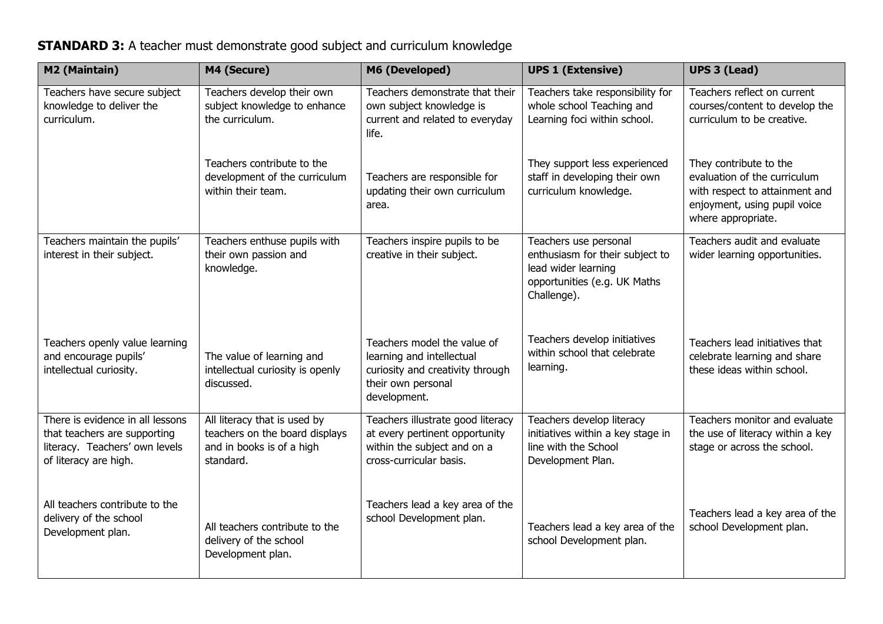**STANDARD 3:** A teacher must demonstrate good subject and curriculum knowledge

| M2 (Maintain) | M4 (Secure) | M6 (Developed) | UPS 1 (Extensive) | UPS 3 (Lead) |
|---|---|---|---|---|
| Teachers have secure subject knowledge to deliver the curriculum. | Teachers develop their own subject knowledge to enhance the curriculum.<br><br>Teachers contribute to the development of the curriculum within their team. | Teachers demonstrate that their own subject knowledge is current and related to everyday life.<br><br>Teachers are responsible for updating their own curriculum area. | Teachers take responsibility for whole school Teaching and Learning foci within school.<br><br>They support less experienced staff in developing their own curriculum knowledge. | Teachers reflect on current courses/content to develop the curriculum to be creative.<br><br>They contribute to the evaluation of the curriculum with respect to attainment and enjoyment, using pupil voice where appropriate. |
| Teachers maintain the pupils' interest in their subject.<br><br>Teachers openly value learning and encourage pupils' intellectual curiosity. | Teachers enthuse pupils with their own passion and knowledge.<br><br>The value of learning and intellectual curiosity is openly discussed. | Teachers inspire pupils to be creative in their subject.<br><br>Teachers model the value of learning and intellectual curiosity and creativity through their own personal development. | Teachers use personal enthusiasm for their subject to lead wider learning opportunities (e.g. UK Maths Challenge).<br><br>Teachers develop initiatives within school that celebrate learning. | Teachers audit and evaluate wider learning opportunities.<br><br>Teachers lead initiatives that celebrate learning and share these ideas within school. |
| There is evidence in all lessons that teachers are supporting literacy. Teachers' own levels of literacy are high.<br><br>All teachers contribute to the delivery of the school Development plan. | All literacy that is used by teachers on the board displays and in books is of a high standard.<br><br>All teachers contribute to the delivery of the school Development plan. | Teachers illustrate good literacy at every pertinent opportunity within the subject and on a cross-curricular basis.<br><br>Teachers lead a key area of the school Development plan. | Teachers develop literacy initiatives within a key stage in line with the School Development Plan.<br><br>Teachers lead a key area of the school Development plan. | Teachers monitor and evaluate the use of literacy within a key stage or across the school.<br><br>Teachers lead a key area of the school Development plan. |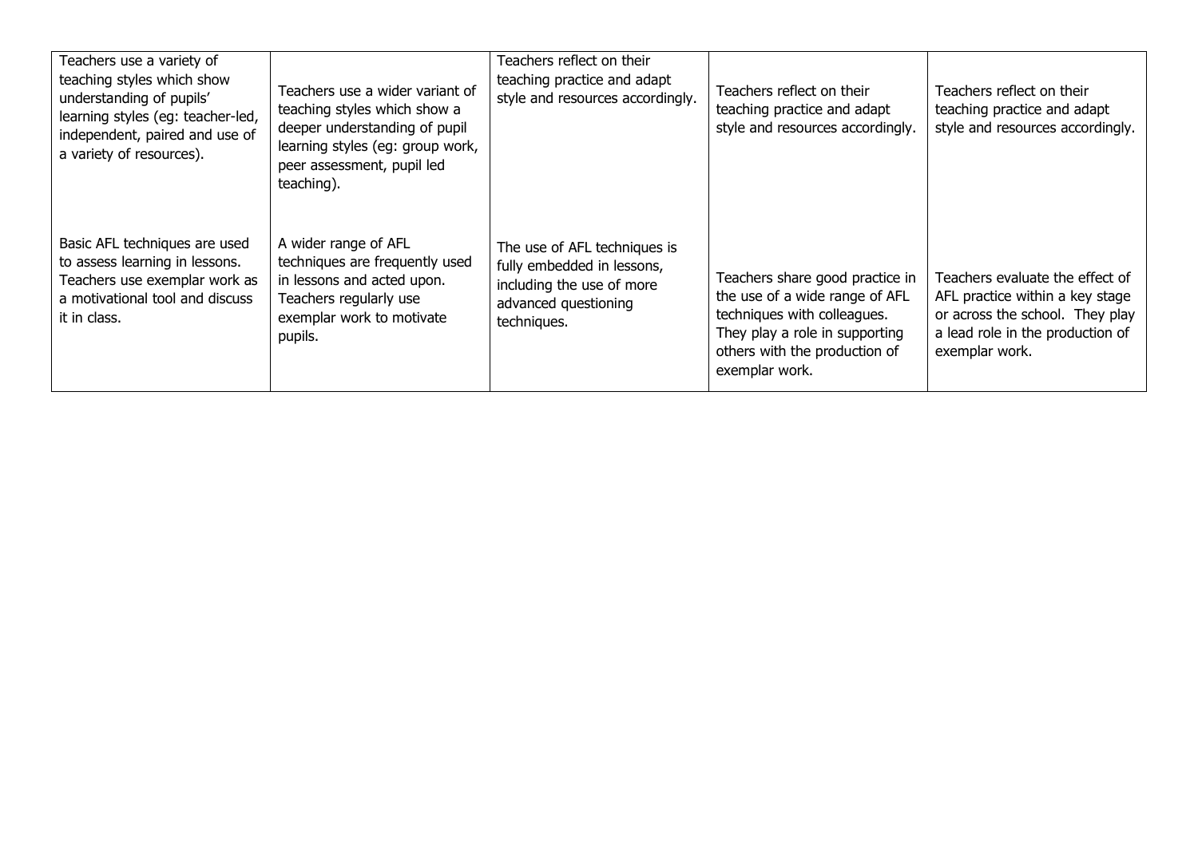| | | | | |
|---|---|---|---|---|
| Teachers use a variety of teaching styles which show understanding of pupils' learning styles (eg: teacher-led, independent, paired and use of a variety of resources). | Teachers use a wider variant of teaching styles which show a deeper understanding of pupil learning styles (eg: group work, peer assessment, pupil led teaching). | Teachers reflect on their teaching practice and adapt style and resources accordingly. | Teachers reflect on their teaching practice and adapt style and resources accordingly. | Teachers reflect on their teaching practice and adapt style and resources accordingly. |
| Basic AFL techniques are used to assess learning in lessons. Teachers use exemplar work as a motivational tool and discuss it in class. | A wider range of AFL techniques are frequently used in lessons and acted upon. Teachers regularly use exemplar work to motivate pupils. | The use of AFL techniques is fully embedded in lessons, including the use of more advanced questioning techniques. | Teachers share good practice in the use of a wide range of AFL techniques with colleagues. They play a role in supporting others with the production of exemplar work. | Teachers evaluate the effect of AFL practice within a key stage or across the school. They play a lead role in the production of exemplar work. |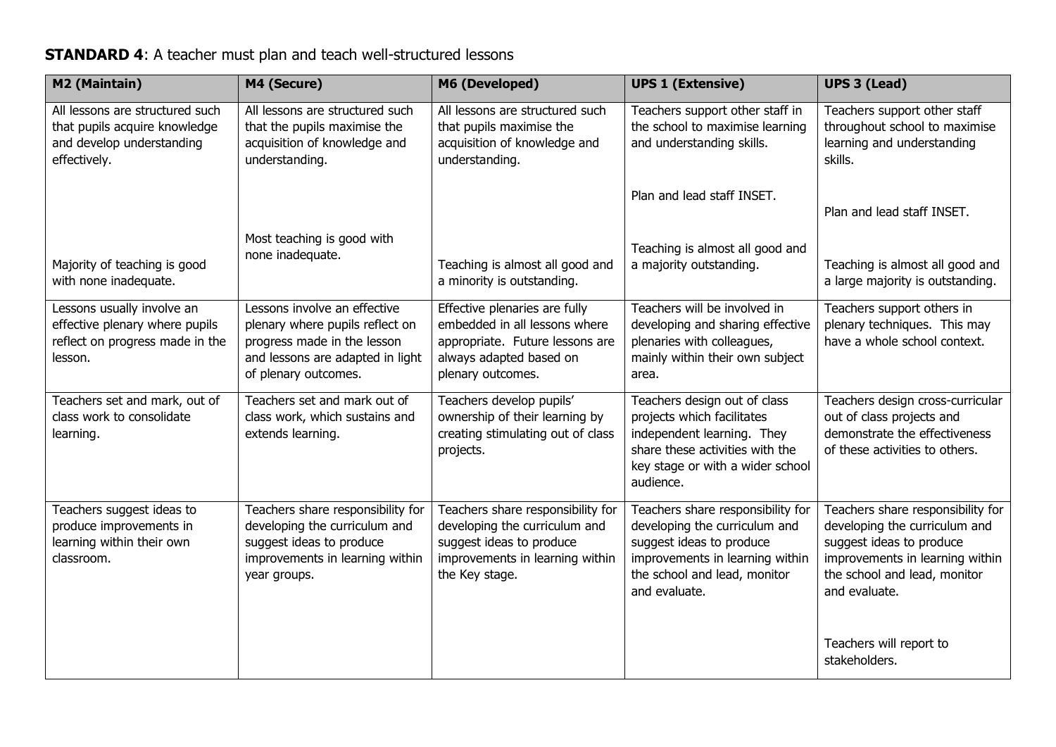**STANDARD 4**: A teacher must plan and teach well-structured lessons

| M2 (Maintain) | M4 (Secure) | M6 (Developed) | UPS 1 (Extensive) | UPS 3 (Lead) |
|---|---|---|---|---|
| All lessons are structured such that pupils acquire knowledge and develop understanding effectively.<br><br>Majority of teaching is good with none inadequate. | All lessons are structured such that the pupils maximise the acquisition of knowledge and understanding.<br><br>Most teaching is good with none inadequate. | All lessons are structured such that pupils maximise the acquisition of knowledge and understanding.<br><br>Teaching is almost all good and a minority is outstanding. | Teachers support other staff in the school to maximise learning and understanding skills.<br><br>Plan and lead staff INSET.<br><br>Teaching is almost all good and a majority outstanding. | Teachers support other staff throughout school to maximise learning and understanding skills.<br><br>Plan and lead staff INSET.<br><br>Teaching is almost all good and a large majority is outstanding. |
| Lessons usually involve an effective plenary where pupils reflect on progress made in the lesson. | Lessons involve an effective plenary where pupils reflect on progress made in the lesson and lessons are adapted in light of plenary outcomes. | Effective plenaries are fully embedded in all lessons where appropriate. Future lessons are always adapted based on plenary outcomes. | Teachers will be involved in developing and sharing effective plenaries with colleagues, mainly within their own subject area. | Teachers support others in plenary techniques. This may have a whole school context. |
| Teachers set and mark, out of class work to consolidate learning. | Teachers set and mark out of class work, which sustains and extends learning. | Teachers develop pupils' ownership of their learning by creating stimulating out of class projects. | Teachers design out of class projects which facilitates independent learning. They share these activities with the key stage or with a wider school audience. | Teachers design cross-curricular out of class projects and demonstrate the effectiveness of these activities to others. |
| Teachers suggest ideas to produce improvements in learning within their own classroom. | Teachers share responsibility for developing the curriculum and suggest ideas to produce improvements in learning within year groups. | Teachers share responsibility for developing the curriculum and suggest ideas to produce improvements in learning within the Key stage. | Teachers share responsibility for developing the curriculum and suggest ideas to produce improvements in learning within the school and lead, monitor and evaluate. | Teachers share responsibility for developing the curriculum and suggest ideas to produce improvements in learning within the school and lead, monitor and evaluate.<br><br>Teachers will report to stakeholders. |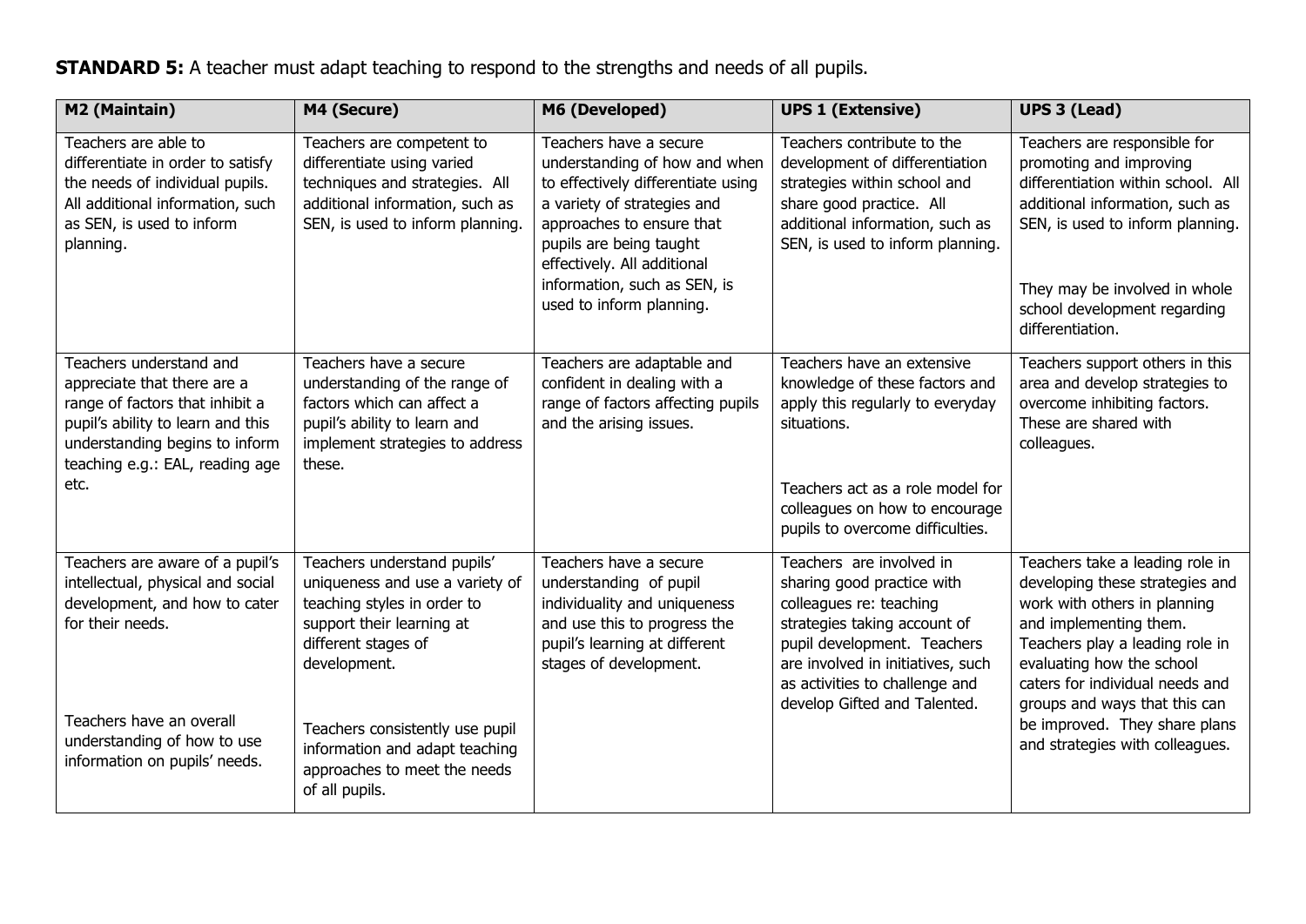**STANDARD 5:** A teacher must adapt teaching to respond to the strengths and needs of all pupils.

| M2 (Maintain) | M4 (Secure) | M6 (Developed) | UPS 1 (Extensive) | UPS 3 (Lead) |
|---|---|---|---|---|
| Teachers are able to differentiate in order to satisfy the needs of individual pupils. All additional information, such as SEN, is used to inform planning. | Teachers are competent to differentiate using varied techniques and strategies. All additional information, such as SEN, is used to inform planning. | Teachers have a secure understanding of how and when to effectively differentiate using a variety of strategies and approaches to ensure that pupils are being taught effectively. All additional information, such as SEN, is used to inform planning. | Teachers contribute to the development of differentiation strategies within school and share good practice. All additional information, such as SEN, is used to inform planning. | Teachers are responsible for promoting and improving differentiation within school. All additional information, such as SEN, is used to inform planning.<br><br>They may be involved in whole school development regarding differentiation. |
| Teachers understand and appreciate that there are a range of factors that inhibit a pupil's ability to learn and this understanding begins to inform teaching e.g.: EAL, reading age etc. | Teachers have a secure understanding of the range of factors which can affect a pupil's ability to learn and implement strategies to address these. | Teachers are adaptable and confident in dealing with a range of factors affecting pupils and the arising issues. | Teachers have an extensive knowledge of these factors and apply this regularly to everyday situations.<br><br>Teachers act as a role model for colleagues on how to encourage pupils to overcome difficulties. | Teachers support others in this area and develop strategies to overcome inhibiting factors. These are shared with colleagues. |
| Teachers are aware of a pupil's intellectual, physical and social development, and how to cater for their needs.<br><br>Teachers have an overall understanding of how to use information on pupils' needs. | Teachers understand pupils' uniqueness and use a variety of teaching styles in order to support their learning at different stages of development.<br><br>Teachers consistently use pupil information and adapt teaching approaches to meet the needs of all pupils. | Teachers have a secure understanding of pupil individuality and uniqueness and use this to progress the pupil's learning at different stages of development. | Teachers are involved in sharing good practice with colleagues re: teaching strategies taking account of pupil development. Teachers are involved in initiatives, such as activities to challenge and develop Gifted and Talented. | Teachers take a leading role in developing these strategies and work with others in planning and implementing them. Teachers play a leading role in evaluating how the school caters for individual needs and groups and ways that this can be improved. They share plans and strategies with colleagues. |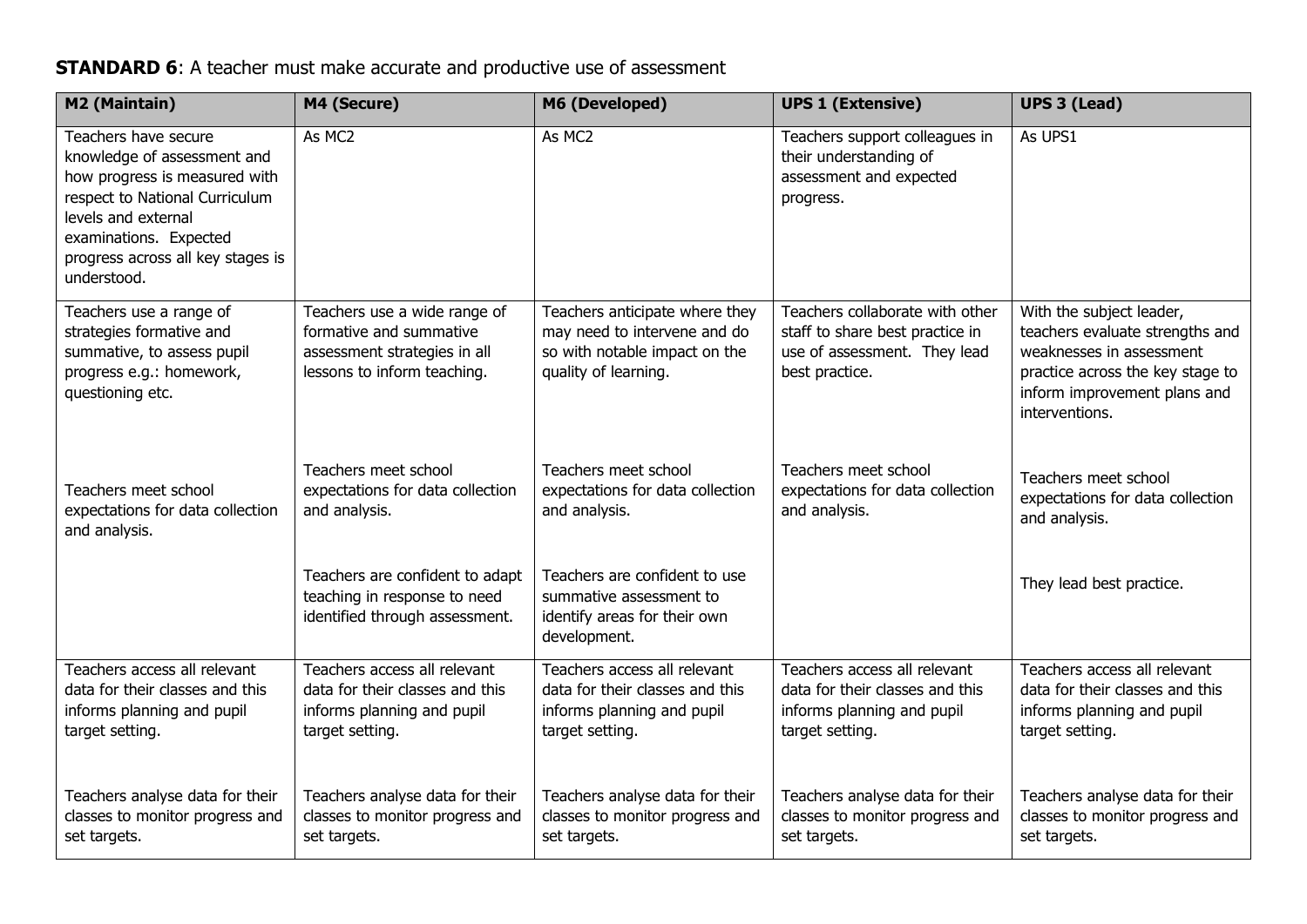**STANDARD 6**: A teacher must make accurate and productive use of assessment

| M2 (Maintain) | M4 (Secure) | M6 (Developed) | UPS 1 (Extensive) | UPS 3 (Lead) |
|---|---|---|---|---|
| Teachers have secure knowledge of assessment and how progress is measured with respect to National Curriculum levels and external examinations. Expected progress across all key stages is understood. | As MC2 | As MC2 | Teachers support colleagues in their understanding of assessment and expected progress. | As UPS1 |
| Teachers use a range of strategies formative and summative, to assess pupil progress e.g.: homework, questioning etc.<br><br>Teachers meet school expectations for data collection and analysis. | Teachers use a wide range of formative and summative assessment strategies in all lessons to inform teaching.<br><br>Teachers meet school expectations for data collection and analysis.<br><br>Teachers are confident to adapt teaching in response to need identified through assessment. | Teachers anticipate where they may need to intervene and do so with notable impact on the quality of learning.<br><br>Teachers meet school expectations for data collection and analysis.<br><br>Teachers are confident to use summative assessment to identify areas for their own development. | Teachers collaborate with other staff to share best practice in use of assessment. They lead best practice.<br><br>Teachers meet school expectations for data collection and analysis. | With the subject leader, teachers evaluate strengths and weaknesses in assessment practice across the key stage to inform improvement plans and interventions.<br><br>Teachers meet school expectations for data collection and analysis.<br><br>They lead best practice. |
| Teachers access all relevant data for their classes and this informs planning and pupil target setting.<br><br>Teachers analyse data for their classes to monitor progress and set targets. | Teachers access all relevant data for their classes and this informs planning and pupil target setting.<br><br>Teachers analyse data for their classes to monitor progress and set targets. | Teachers access all relevant data for their classes and this informs planning and pupil target setting.<br><br>Teachers analyse data for their classes to monitor progress and set targets. | Teachers access all relevant data for their classes and this informs planning and pupil target setting.<br><br>Teachers analyse data for their classes to monitor progress and set targets. | Teachers access all relevant data for their classes and this informs planning and pupil target setting.<br><br>Teachers analyse data for their classes to monitor progress and set targets. |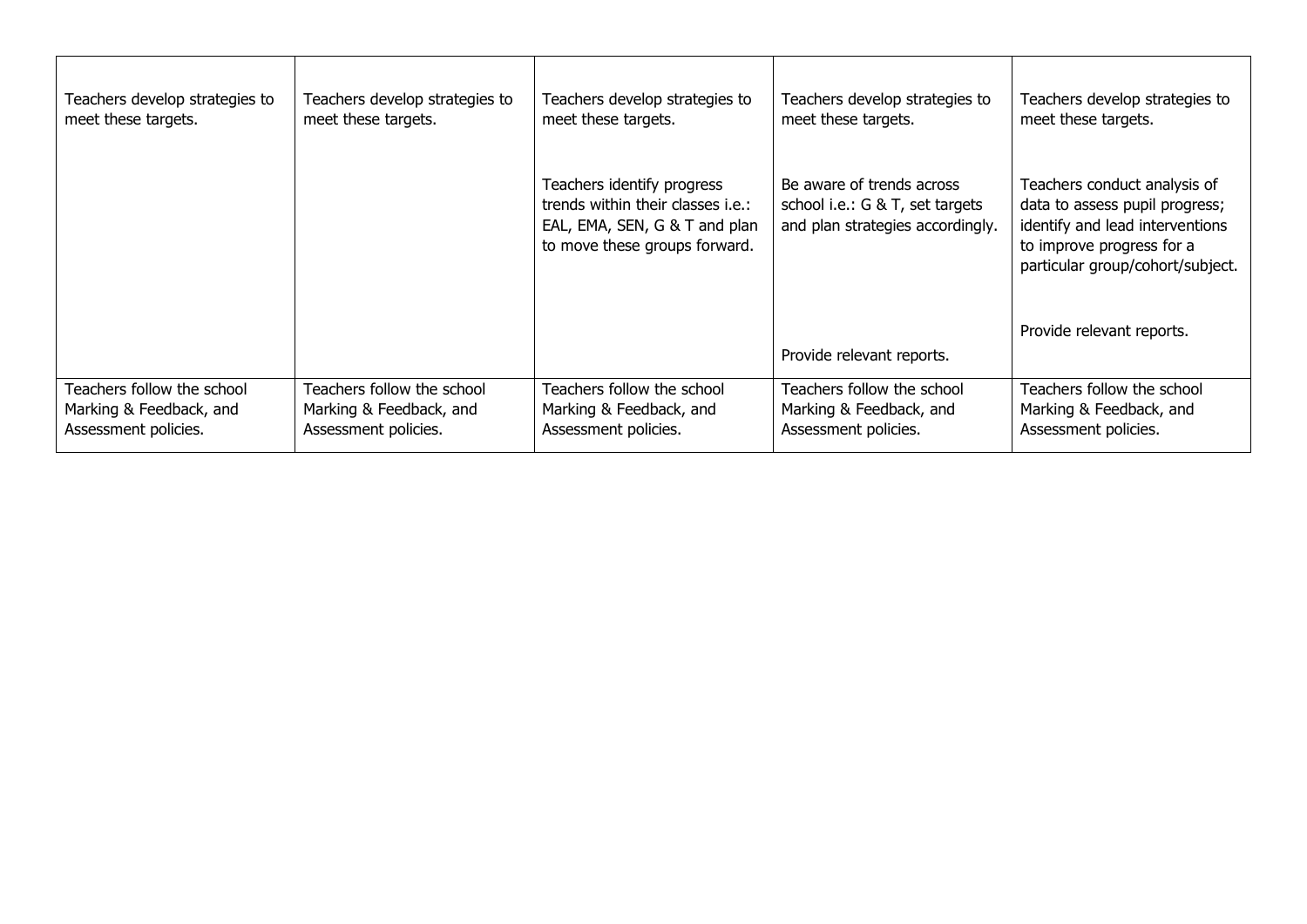| | | | | |
|---|---|---|---|---|
| Teachers develop strategies to meet these targets. | Teachers develop strategies to meet these targets. | Teachers develop strategies to meet these targets.<br><br>Teachers identify progress trends within their classes i.e.: EAL, EMA, SEN, G & T and plan to move these groups forward. | Teachers develop strategies to meet these targets.<br><br>Be aware of trends across school i.e.: G & T, set targets and plan strategies accordingly.<br><br>Provide relevant reports. | Teachers develop strategies to meet these targets.<br><br>Teachers conduct analysis of data to assess pupil progress; identify and lead interventions to improve progress for a particular group/cohort/subject.<br><br>Provide relevant reports. |
| Teachers follow the school Marking & Feedback, and Assessment policies. | Teachers follow the school Marking & Feedback, and Assessment policies. | Teachers follow the school Marking & Feedback, and Assessment policies. | Teachers follow the school Marking & Feedback, and Assessment policies. | Teachers follow the school Marking & Feedback, and Assessment policies. |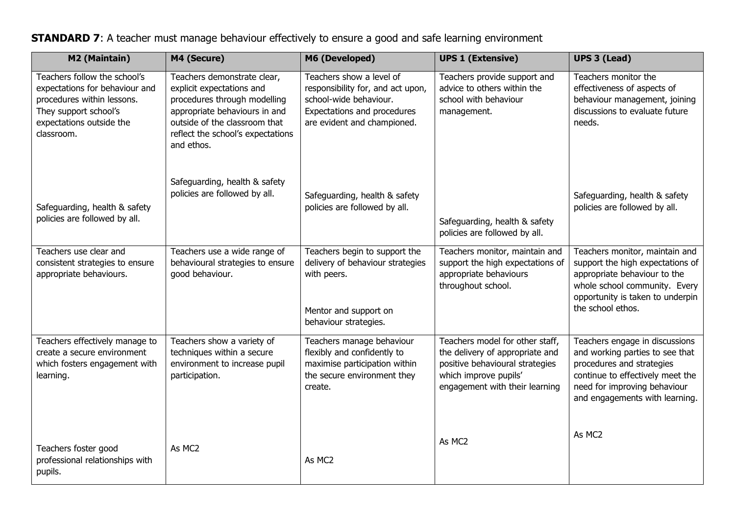**STANDARD 7**: A teacher must manage behaviour effectively to ensure a good and safe learning environment

| M2 (Maintain) | M4 (Secure) | M6 (Developed) | UPS 1 (Extensive) | UPS 3 (Lead) |
|---|---|---|---|---|
| Teachers follow the school's expectations for behaviour and procedures within lessons. They support school's expectations outside the classroom.<br><br>Safeguarding, health & safety policies are followed by all. | Teachers demonstrate clear, explicit expectations and procedures through modelling appropriate behaviours in and outside of the classroom that reflect the school's expectations and ethos.<br><br>Safeguarding, health & safety policies are followed by all. | Teachers show a level of responsibility for, and act upon, school-wide behaviour. Expectations and procedures are evident and championed.<br><br>Safeguarding, health & safety policies are followed by all. | Teachers provide support and advice to others within the school with behaviour management.<br><br>Safeguarding, health & safety policies are followed by all. | Teachers monitor the effectiveness of aspects of behaviour management, joining discussions to evaluate future needs.<br><br>Safeguarding, health & safety policies are followed by all. |
| Teachers use clear and consistent strategies to ensure appropriate behaviours. | Teachers use a wide range of behavioural strategies to ensure good behaviour. | Teachers begin to support the delivery of behaviour strategies with peers.<br><br>Mentor and support on behaviour strategies. | Teachers monitor, maintain and support the high expectations of appropriate behaviours throughout school. | Teachers monitor, maintain and support the high expectations of appropriate behaviour to the whole school community. Every opportunity is taken to underpin the school ethos. |
| Teachers effectively manage to create a secure environment which fosters engagement with learning.<br><br>Teachers foster good professional relationships with pupils. | Teachers show a variety of techniques within a secure environment to increase pupil participation.<br><br>As MC2 | Teachers manage behaviour flexibly and confidently to maximise participation within the secure environment they create.<br><br>As MC2 | Teachers model for other staff, the delivery of appropriate and positive behavioural strategies which improve pupils' engagement with their learning<br><br>As MC2 | Teachers engage in discussions and working parties to see that procedures and strategies continue to effectively meet the need for improving behaviour and engagements with learning.<br><br>As MC2 |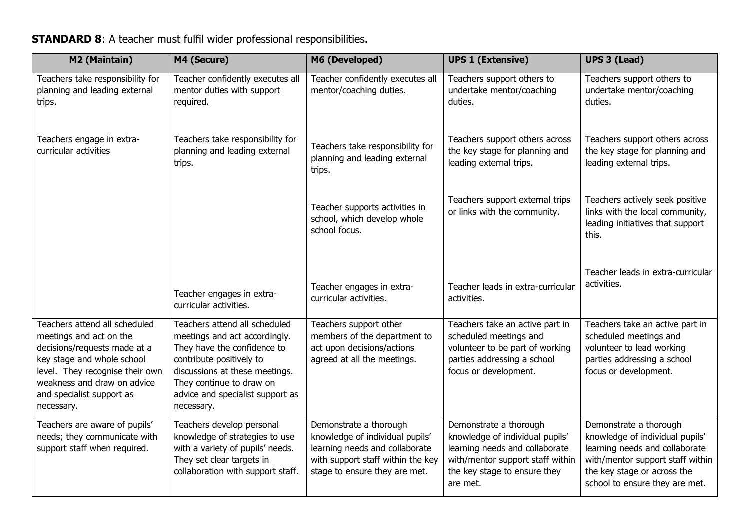**STANDARD 8**: A teacher must fulfil wider professional responsibilities.

| M2 (Maintain) | M4 (Secure) | M6 (Developed) | UPS 1 (Extensive) | UPS 3 (Lead) |
|---|---|---|---|---|
| Teachers take responsibility for planning and leading external trips. | Teacher confidently executes all mentor duties with support required. | Teacher confidently executes all mentor/coaching duties. | Teachers support others to undertake mentor/coaching duties. | Teachers support others to undertake mentor/coaching duties. |
| Teachers engage in extra-curricular activities | Teachers take responsibility for planning and leading external trips. | Teachers take responsibility for planning and leading external trips. | Teachers support others across the key stage for planning and leading external trips. | Teachers support others across the key stage for planning and leading external trips. |
| | | Teacher supports activities in school, which develop whole school focus. | Teachers support external trips or links with the community. | Teachers actively seek positive links with the local community, leading initiatives that support this. |
| | Teacher engages in extra-curricular activities. | Teacher engages in extra-curricular activities. | Teacher leads in extra-curricular activities. | Teacher leads in extra-curricular activities. |
| Teachers attend all scheduled meetings and act on the decisions/requests made at a key stage and whole school level. They recognise their own weakness and draw on advice and specialist support as necessary. | Teachers attend all scheduled meetings and act accordingly. They have the confidence to contribute positively to discussions at these meetings. They continue to draw on advice and specialist support as necessary. | Teachers support other members of the department to act upon decisions/actions agreed at all the meetings. | Teachers take an active part in scheduled meetings and volunteer to be part of working parties addressing a school focus or development. | Teachers take an active part in scheduled meetings and volunteer to lead working parties addressing a school focus or development. |
| Teachers are aware of pupils' needs; they communicate with support staff when required. | Teachers develop personal knowledge of strategies to use with a variety of pupils' needs. They set clear targets in collaboration with support staff. | Demonstrate a thorough knowledge of individual pupils' learning needs and collaborate with support staff within the key stage to ensure they are met. | Demonstrate a thorough knowledge of individual pupils' learning needs and collaborate with/mentor support staff within the key stage to ensure they are met. | Demonstrate a thorough knowledge of individual pupils' learning needs and collaborate with/mentor support staff within the key stage or across the school to ensure they are met. |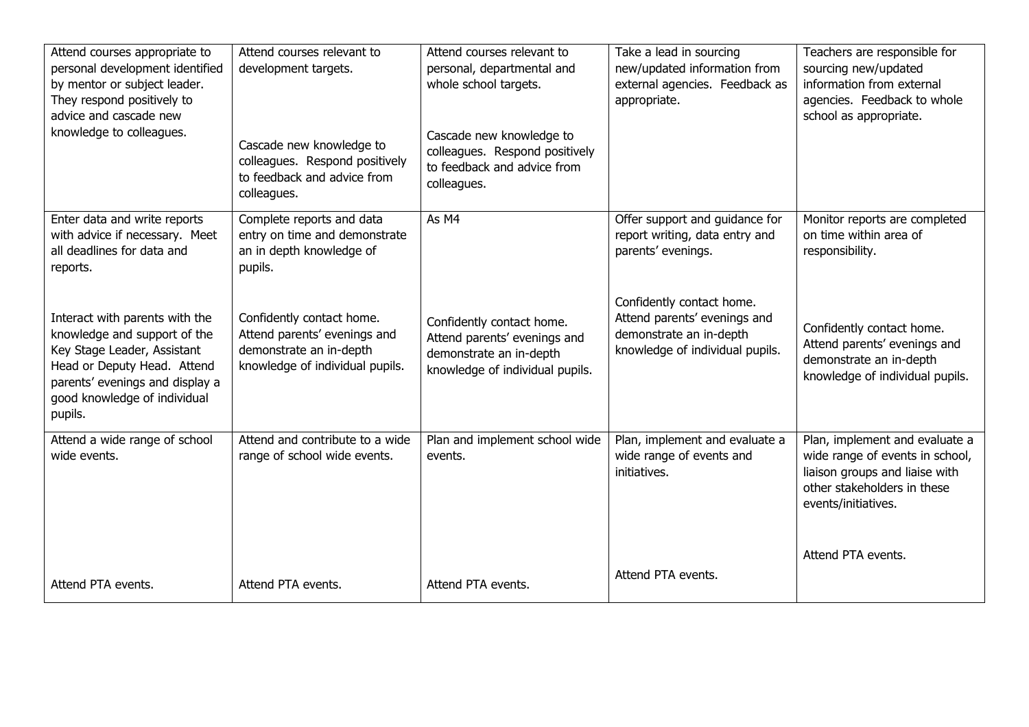| | | | | |
|---|---|---|---|---|
| Attend courses appropriate to personal development identified by mentor or subject leader. They respond positively to advice and cascade new knowledge to colleagues. | Attend courses relevant to development targets.<br><br>Cascade new knowledge to colleagues. Respond positively to feedback and advice from colleagues. | Attend courses relevant to personal, departmental and whole school targets.<br><br>Cascade new knowledge to colleagues. Respond positively to feedback and advice from colleagues. | Take a lead in sourcing new/updated information from external agencies. Feedback as appropriate. | Teachers are responsible for sourcing new/updated information from external agencies. Feedback to whole school as appropriate. |
| Enter data and write reports with advice if necessary. Meet all deadlines for data and reports.<br><br>Interact with parents with the knowledge and support of the Key Stage Leader, Assistant Head or Deputy Head. Attend parents' evenings and display a good knowledge of individual pupils. | Complete reports and data entry on time and demonstrate an in depth knowledge of pupils.<br><br>Confidently contact home. Attend parents' evenings and demonstrate an in-depth knowledge of individual pupils. | As M4<br><br>Confidently contact home. Attend parents' evenings and demonstrate an in-depth knowledge of individual pupils. | Offer support and guidance for report writing, data entry and parents' evenings.<br><br>Confidently contact home. Attend parents' evenings and demonstrate an in-depth knowledge of individual pupils. | Monitor reports are completed on time within area of responsibility.<br><br>Confidently contact home. Attend parents' evenings and demonstrate an in-depth knowledge of individual pupils. |
| Attend a wide range of school wide events.<br><br>Attend PTA events. | Attend and contribute to a wide range of school wide events.<br><br>Attend PTA events. | Plan and implement school wide events.<br><br>Attend PTA events. | Plan, implement and evaluate a wide range of events and initiatives.<br><br>Attend PTA events. | Plan, implement and evaluate a wide range of events in school, liaison groups and liaise with other stakeholders in these events/initiatives.<br><br>Attend PTA events. |